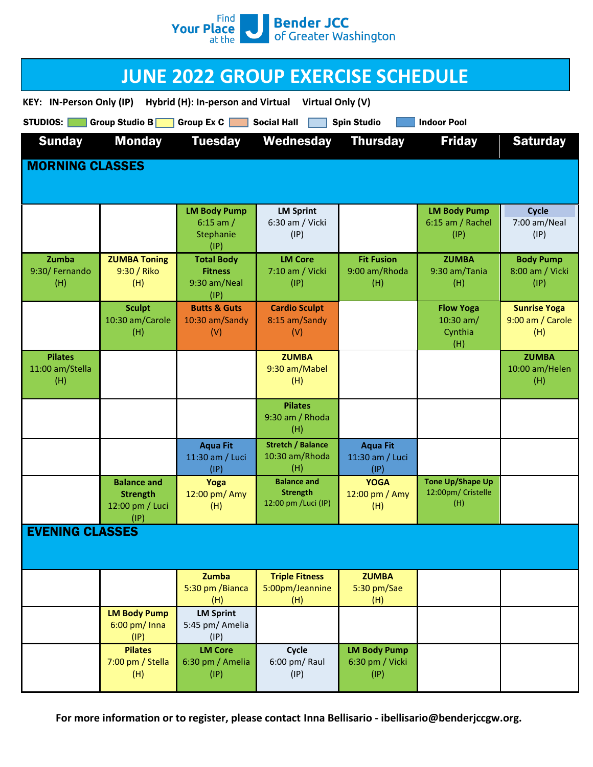Find Your Place at the J — Bender JCC of Greater Washington

# JUNE 2022 GROUP EXERCISE SCHEDULE

**KEY:** IN-Person Only (IP) Hybrid (H): In-person and Virtual Virtual Only (V)

**STUDIOS:** Group Studio B | Group Ex C | Social Hall | Spin Studio | Indoor Pool

| Sunday | Monday | Tuesday | Wednesday | Thursday | Friday | Saturday |
|---|---|---|---|---|---|---|
| **MORNING CLASSES** | | | | | | |
| | | **LM Body Pump** 6:15 am / Stephanie (IP) | **LM Sprint** 6:30 am / Vicki (IP) | | **LM Body Pump** 6:15 am / Rachel (IP) | **Cycle** 7:00 am/Neal (IP) |
| **Zumba** 9:30/ Fernando (H) | **ZUMBA Toning** 9:30 / Riko (H) | **Total Body Fitness** 9:30 am/Neal (IP) | **LM Core** 7:10 am / Vicki (IP) | **Fit Fusion** 9:00 am/Rhoda (H) | **ZUMBA** 9:30 am/Tania (H) | **Body Pump** 8:00 am / Vicki (IP) |
| | **Sculpt** 10:30 am/Carole (H) | **Butts & Guts** 10:30 am/Sandy (V) | **Cardio Sculpt** 8:15 am/Sandy (V) | | **Flow Yoga** 10:30 am/ Cynthia (H) | **Sunrise Yoga** 9:00 am / Carole (H) |
| **Pilates** 11:00 am/Stella (H) | | | **ZUMBA** 9:30 am/Mabel (H) | | | **ZUMBA** 10:00 am/Helen (H) |
| | | | **Pilates** 9:30 am / Rhoda (H) | | | |
| | | **Aqua Fit** 11:30 am / Luci (IP) | **Stretch / Balance** 10:30 am/Rhoda (H) | **Aqua Fit** 11:30 am / Luci (IP) | | |
| | **Balance and Strength** 12:00 pm / Luci (IP) | **Yoga** 12:00 pm/ Amy (H) | **Balance and Strength** 12:00 pm /Luci (IP) | **YOGA** 12:00 pm / Amy (H) | **Tone Up/Shape Up** 12:00pm/ Cristelle (H) | |
| **EVENING CLASSES** | | | | | | |
| | | **Zumba** 5:30 pm /Bianca (H) | **Triple Fitness** 5:00pm/Jeannine (H) | **ZUMBA** 5:30 pm/Sae (H) | | |
| | **LM Body Pump** 6:00 pm/ Inna (IP) | **LM Sprint** 5:45 pm/ Amelia (IP) | | | | |
| | **Pilates** 7:00 pm / Stella (H) | **LM Core** 6:30 pm / Amelia (IP) | **Cycle** 6:00 pm/ Raul (IP) | **LM Body Pump** 6:30 pm / Vicki (IP) | | |

**For more information or to register, please contact Inna Bellisario - ibellisario@benderjccgw.org.**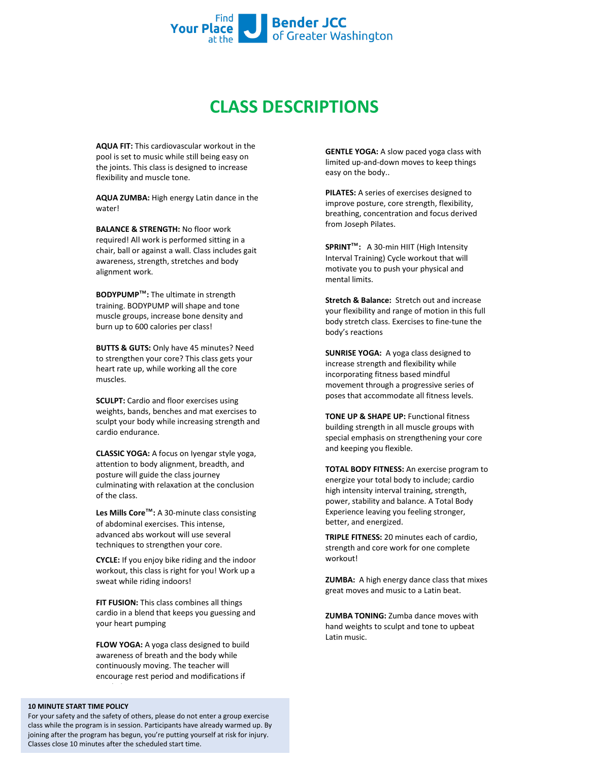Find Your Place at the J Bender JCC of Greater Washington

# CLASS DESCRIPTIONS

**AQUA FIT:** This cardiovascular workout in the pool is set to music while still being easy on the joints. This class is designed to increase flexibility and muscle tone.

**AQUA ZUMBA:** High energy Latin dance in the water!

**BALANCE & STRENGTH:** No floor work required! All work is performed sitting in a chair, ball or against a wall. Class includes gait awareness, strength, stretches and body alignment work.

**BODYPUMP™:** The ultimate in strength training. BODYPUMP will shape and tone muscle groups, increase bone density and burn up to 600 calories per class!

**BUTTS & GUTS:** Only have 45 minutes? Need to strengthen your core? This class gets your heart rate up, while working all the core muscles.

**SCULPT:** Cardio and floor exercises using weights, bands, benches and mat exercises to sculpt your body while increasing strength and cardio endurance.

**CLASSIC YOGA:** A focus on Iyengar style yoga, attention to body alignment, breath, and posture will guide the class journey culminating with relaxation at the conclusion of the class.

**Les Mills Core™:** A 30-minute class consisting of abdominal exercises. This intense, advanced abs workout will use several techniques to strengthen your core.

**CYCLE:** If you enjoy bike riding and the indoor workout, this class is right for you! Work up a sweat while riding indoors!

**FIT FUSION:** This class combines all things cardio in a blend that keeps you guessing and your heart pumping

**FLOW YOGA:** A yoga class designed to build awareness of breath and the body while continuously moving. The teacher will encourage rest period and modifications if needed.

**GENTLE YOGA:** A slow paced yoga class with limited up-and-down moves to keep things easy on the body..

**PILATES:** A series of exercises designed to improve posture, core strength, flexibility, breathing, concentration and focus derived from Joseph Pilates.

**SPRINT™:** A 30-min HIIT (High Intensity Interval Training) Cycle workout that will motivate you to push your physical and mental limits.

**Stretch & Balance:** Stretch out and increase your flexibility and range of motion in this full body stretch class. Exercises to fine-tune the body's reactions

**SUNRISE YOGA:** A yoga class designed to increase strength and flexibility while incorporating fitness based mindful movement through a progressive series of poses that accommodate all fitness levels.

**TONE UP & SHAPE UP:** Functional fitness building strength in all muscle groups with special emphasis on strengthening your core and keeping you flexible.

**TOTAL BODY FITNESS:** An exercise program to energize your total body to include; cardio high intensity interval training, strength, power, stability and balance. A Total Body Experience leaving you feeling stronger, better, and energized.

**TRIPLE FITNESS:** 20 minutes each of cardio, strength and core work for one complete workout!

**ZUMBA:** A high energy dance class that mixes great moves and music to a Latin beat.

**ZUMBA TONING:** Zumba dance moves with hand weights to sculpt and tone to upbeat Latin music.

**10 MINUTE START TIME POLICY**

For your safety and the safety of others, please do not enter a group exercise class while the program is in session. Participants have already warmed up. By joining after the program has begun, you're putting yourself at risk for injury. Classes close 10 minutes after the scheduled start time.